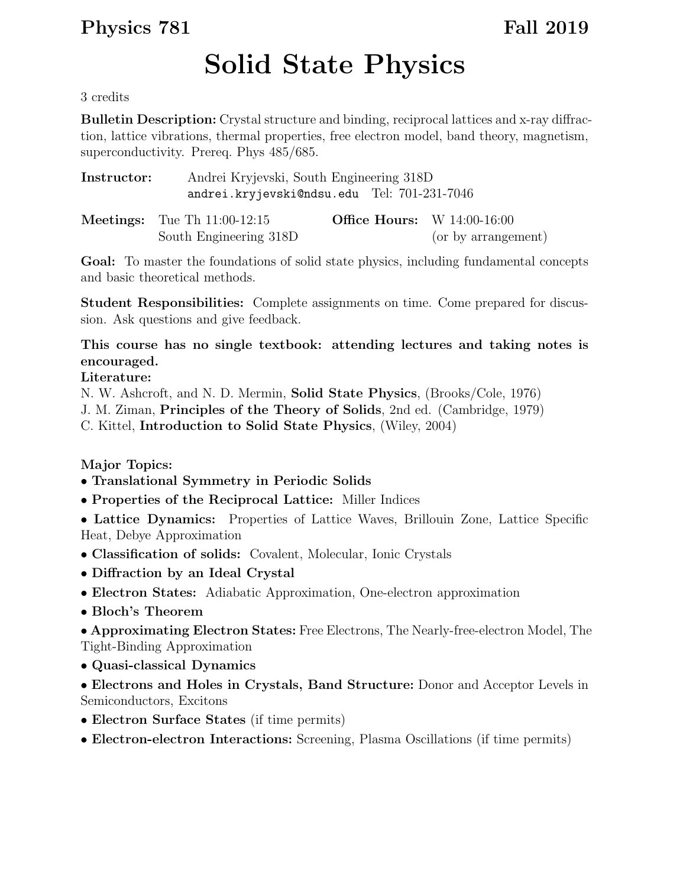**Physics 781** **Fall 2019**

# Solid State Physics

3 credits

**Bulletin Description:** Crystal structure and binding, reciprocal lattices and x-ray diffraction, lattice vibrations, thermal properties, free electron model, band theory, magnetism, superconductivity. Prereq. Phys 485/685.

| | |
|---|---|
| **Instructor:** | Andrei Kryjevski, South Engineering 318D |
| | andrei.kryjevski@ndsu.edu Tel: 701-231-7046 |

| | | | |
|---|---|---|---|
| **Meetings:** | Tue Th 11:00-12:15 | **Office Hours:** | W 14:00-16:00 |
| | South Engineering 318D | | (or by arrangement) |

**Goal:** To master the foundations of solid state physics, including fundamental concepts and basic theoretical methods.

**Student Responsibilities:** Complete assignments on time. Come prepared for discussion. Ask questions and give feedback.

**This course has no single textbook: attending lectures and taking notes is encouraged.**

**Literature:**

N. W. Ashcroft, and N. D. Mermin, **Solid State Physics**, (Brooks/Cole, 1976)
J. M. Ziman, **Principles of the Theory of Solids**, 2nd ed. (Cambridge, 1979)
C. Kittel, **Introduction to Solid State Physics**, (Wiley, 2004)

**Major Topics:**

- **Translational Symmetry in Periodic Solids**
- **Properties of the Reciprocal Lattice:** Miller Indices
- **Lattice Dynamics:** Properties of Lattice Waves, Brillouin Zone, Lattice Specific Heat, Debye Approximation
- **Classification of solids:** Covalent, Molecular, Ionic Crystals
- **Diffraction by an Ideal Crystal**
- **Electron States:** Adiabatic Approximation, One-electron approximation
- **Bloch's Theorem**
- **Approximating Electron States:** Free Electrons, The Nearly-free-electron Model, The Tight-Binding Approximation
- **Quasi-classical Dynamics**
- **Electrons and Holes in Crystals, Band Structure:** Donor and Acceptor Levels in Semiconductors, Excitons
- **Electron Surface States** (if time permits)
- **Electron-electron Interactions:** Screening, Plasma Oscillations (if time permits)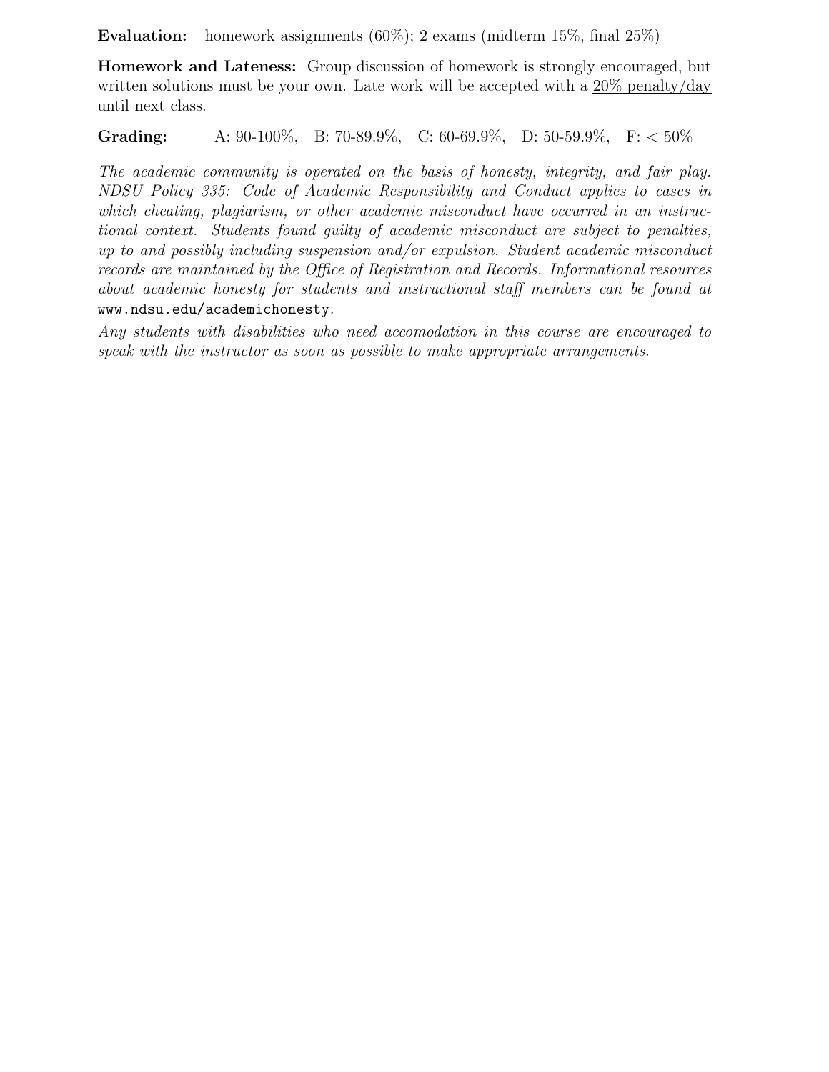**Evaluation:** homework assignments (60%); 2 exams (midterm 15%, final 25%)

**Homework and Lateness:** Group discussion of homework is strongly encouraged, but written solutions must be your own. Late work will be accepted with a 20% penalty/day until next class.

**Grading:** A: 90-100%, B: 70-89.9%, C: 60-69.9%, D: 50-59.9%, F: < 50%

*The academic community is operated on the basis of honesty, integrity, and fair play. NDSU Policy 335: Code of Academic Responsibility and Conduct applies to cases in which cheating, plagiarism, or other academic misconduct have occurred in an instructional context. Students found guilty of academic misconduct are subject to penalties, up to and possibly including suspension and/or expulsion. Student academic misconduct records are maintained by the Office of Registration and Records. Informational resources about academic honesty for students and instructional staff members can be found at* `www.ndsu.edu/academichonesty`.

*Any students with disabilities who need accomodation in this course are encouraged to speak with the instructor as soon as possible to make appropriate arrangements.*